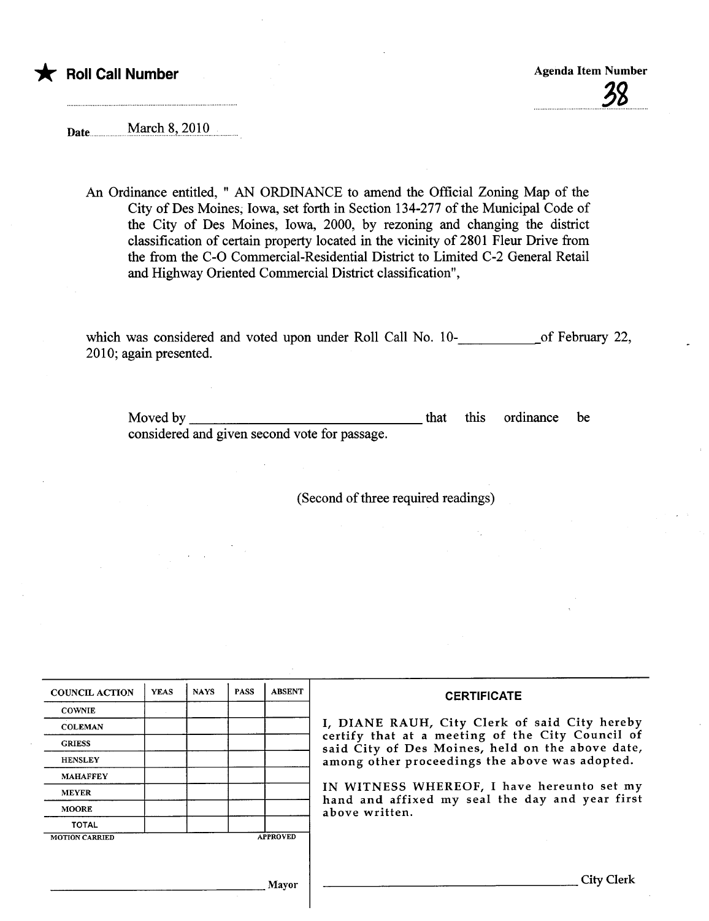★ **Roll Call Number**

**Agenda Item Number**

38

Date March 8, 2010

An Ordinance entitled, " AN ORDINANCE to amend the Official Zoning Map of the City of Des Moines, Iowa, set forth in Section 134-277 of the Municipal Code of the City of Des Moines, Iowa, 2000, by rezoning and changing the district classification of certain property located in the vicinity of 2801 Fleur Drive from the from the C-O Commercial-Residential District to Limited C-2 General Retail and Highway Oriented Commercial District classification",

which was considered and voted upon under Roll Call No. 10-\_\_\_\_\_\_\_\_\_\_\_of February 22, 2010; again presented.

Moved by \_\_\_\_\_\_\_\_\_\_\_\_\_\_\_\_\_\_\_\_\_\_\_\_\_\_\_\_\_\_\_\_ that this ordinance be considered and given second vote for passage.

(Second of three required readings)

| COUNCIL ACTION | YEAS | NAYS | PASS | ABSENT |
|---|---|---|---|---|
| COWNIE | | | | |
| COLEMAN | | | | |
| GRIESS | | | | |
| HENSLEY | | | | |
| MAHAFFEY | | | | |
| MEYER | | | | |
| MOORE | | | | |
| TOTAL | | | | |

MOTION CARRIED APPROVED

\_\_\_\_\_\_\_\_\_\_\_\_\_\_\_\_\_\_\_\_\_\_\_\_\_\_\_\_\_\_\_\_ Mayor

**CERTIFICATE**

I, DIANE RAUH, City Clerk of said City hereby certify that at a meeting of the City Council of said City of Des Moines, held on the above date, among other proceedings the above was adopted.

IN WITNESS WHEREOF, I have hereunto set my hand and affixed my seal the day and year first above written.

\_\_\_\_\_\_\_\_\_\_\_\_\_\_\_\_\_\_\_\_\_\_\_\_\_\_\_\_\_\_\_\_ City Clerk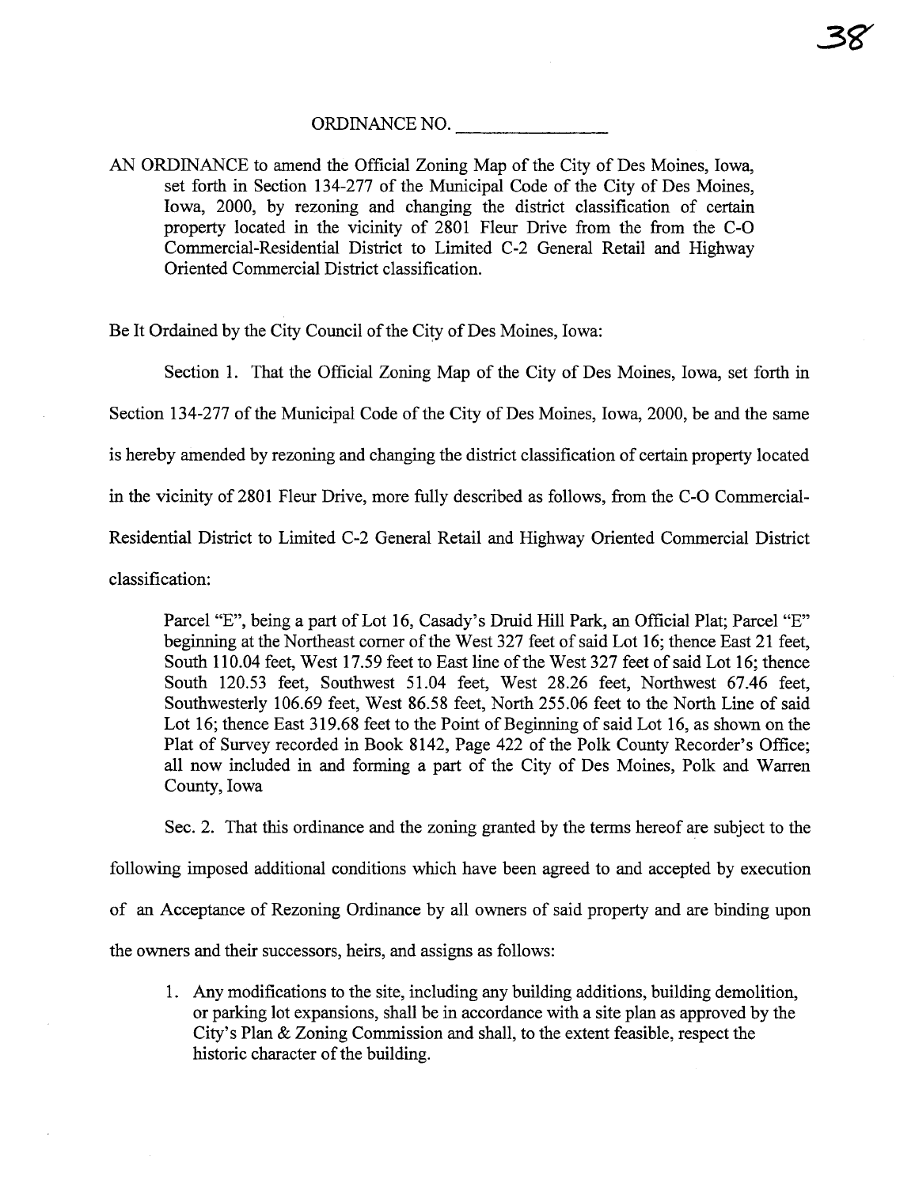ORDINANCE NO. \_\_\_\_\_\_\_\_\_\_\_\_\_\_\_

AN ORDINANCE to amend the Official Zoning Map of the City of Des Moines, Iowa, set forth in Section 134-277 of the Municipal Code of the City of Des Moines, Iowa, 2000, by rezoning and changing the district classification of certain property located in the vicinity of 2801 Fleur Drive from the from the C-O Commercial-Residential District to Limited C-2 General Retail and Highway Oriented Commercial District classification.

Be It Ordained by the City Council of the City of Des Moines, Iowa:

Section 1. That the Official Zoning Map of the City of Des Moines, Iowa, set forth in Section 134-277 of the Municipal Code of the City of Des Moines, Iowa, 2000, be and the same is hereby amended by rezoning and changing the district classification of certain property located in the vicinity of 2801 Fleur Drive, more fully described as follows, from the C-O Commercial-Residential District to Limited C-2 General Retail and Highway Oriented Commercial District classification:

> Parcel "E", being a part of Lot 16, Casady's Druid Hill Park, an Official Plat; Parcel "E" beginning at the Northeast corner of the West 327 feet of said Lot 16; thence East 21 feet, South 110.04 feet, West 17.59 feet to East line of the West 327 feet of said Lot 16; thence South 120.53 feet, Southwest 51.04 feet, West 28.26 feet, Northwest 67.46 feet, Southwesterly 106.69 feet, West 86.58 feet, North 255.06 feet to the North Line of said Lot 16; thence East 319.68 feet to the Point of Beginning of said Lot 16, as shown on the Plat of Survey recorded in Book 8142, Page 422 of the Polk County Recorder's Office; all now included in and forming a part of the City of Des Moines, Polk and Warren County, Iowa

Sec. 2. That this ordinance and the zoning granted by the terms hereof are subject to the following imposed additional conditions which have been agreed to and accepted by execution of an Acceptance of Rezoning Ordinance by all owners of said property and are binding upon the owners and their successors, heirs, and assigns as follows:

1. Any modifications to the site, including any building additions, building demolition, or parking lot expansions, shall be in accordance with a site plan as approved by the City's Plan & Zoning Commission and shall, to the extent feasible, respect the historic character of the building.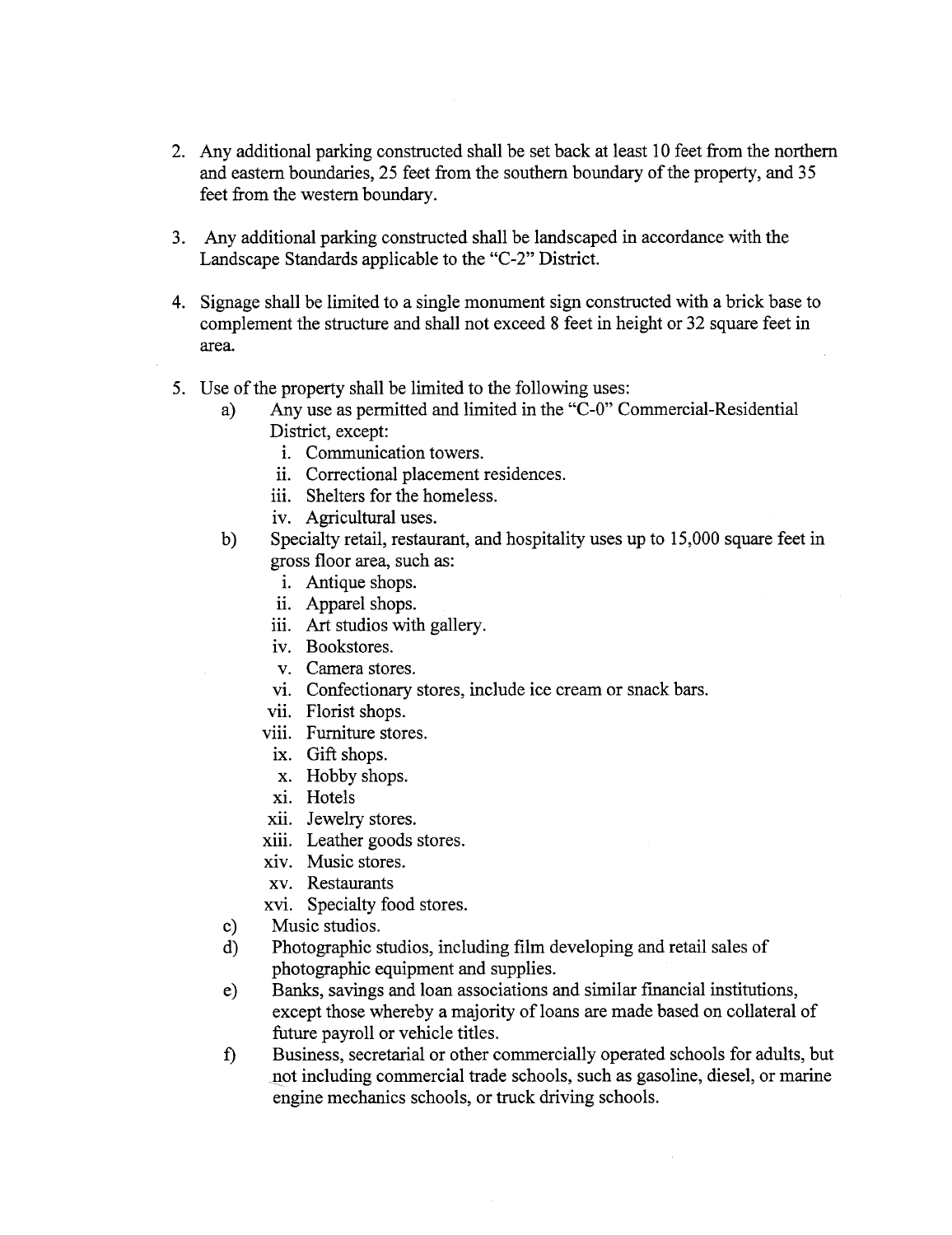2. Any additional parking constructed shall be set back at least 10 feet from the northern and eastern boundaries, 25 feet from the southern boundary of the property, and 35 feet from the western boundary.

3. Any additional parking constructed shall be landscaped in accordance with the Landscape Standards applicable to the "C-2" District.

4. Signage shall be limited to a single monument sign constructed with a brick base to complement the structure and shall not exceed 8 feet in height or 32 square feet in area.

5. Use of the property shall be limited to the following uses:
   a) Any use as permitted and limited in the "C-0" Commercial-Residential District, except:
      i. Communication towers.
      ii. Correctional placement residences.
      iii. Shelters for the homeless.
      iv. Agricultural uses.
   b) Specialty retail, restaurant, and hospitality uses up to 15,000 square feet in gross floor area, such as:
      i. Antique shops.
      ii. Apparel shops.
      iii. Art studios with gallery.
      iv. Bookstores.
      v. Camera stores.
      vi. Confectionary stores, include ice cream or snack bars.
      vii. Florist shops.
      viii. Furniture stores.
      ix. Gift shops.
      x. Hobby shops.
      xi. Hotels
      xii. Jewelry stores.
      xiii. Leather goods stores.
      xiv. Music stores.
      xv. Restaurants
      xvi. Specialty food stores.
   c) Music studios.
   d) Photographic studios, including film developing and retail sales of photographic equipment and supplies.
   e) Banks, savings and loan associations and similar financial institutions, except those whereby a majority of loans are made based on collateral of future payroll or vehicle titles.
   f) Business, secretarial or other commercially operated schools for adults, but not including commercial trade schools, such as gasoline, diesel, or marine engine mechanics schools, or truck driving schools.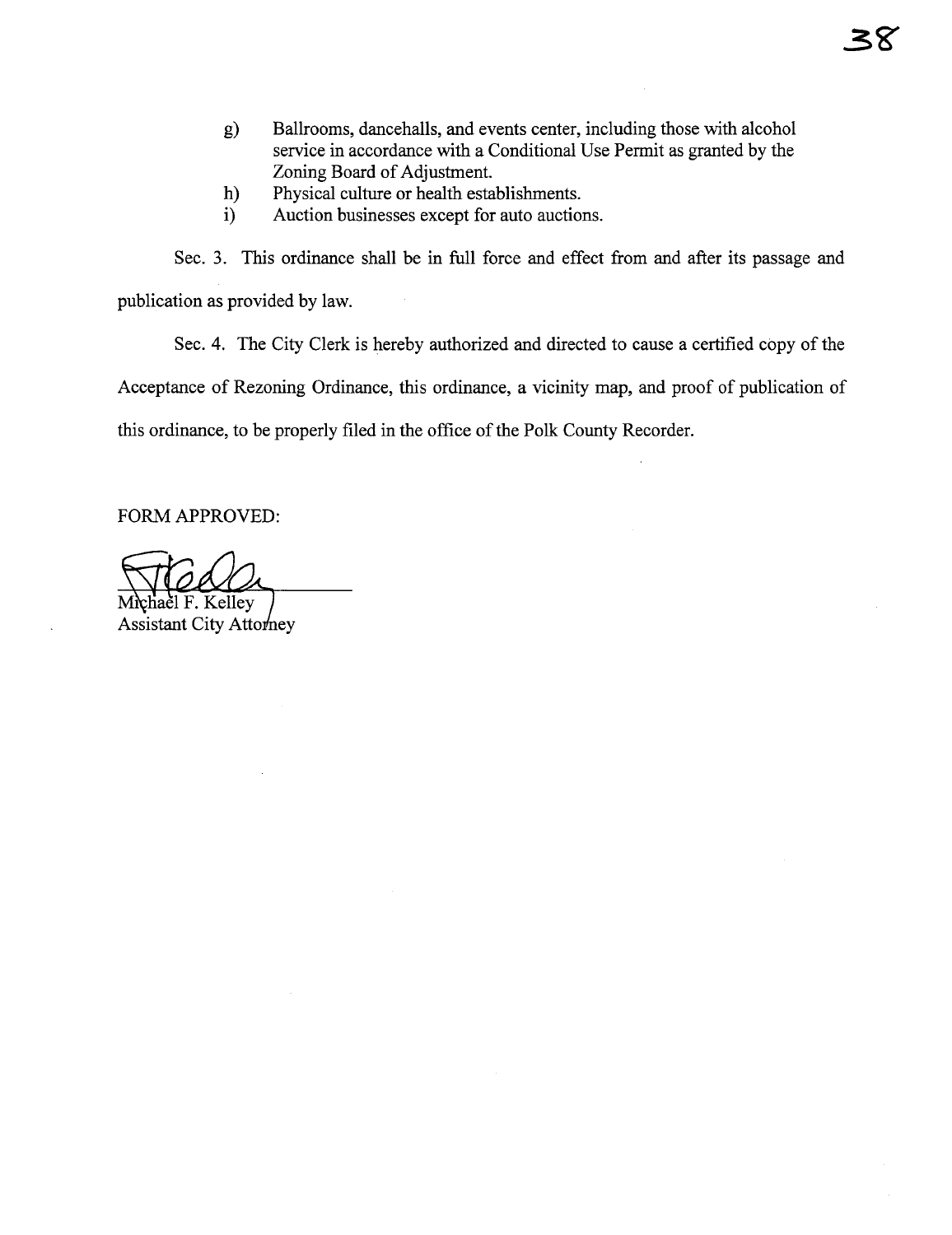g) Ballrooms, dancehalls, and events center, including those with alcohol service in accordance with a Conditional Use Permit as granted by the Zoning Board of Adjustment.

h) Physical culture or health establishments.

i) Auction businesses except for auto auctions.

Sec. 3. This ordinance shall be in full force and effect from and after its passage and publication as provided by law.

Sec. 4. The City Clerk is hereby authorized and directed to cause a certified copy of the Acceptance of Rezoning Ordinance, this ordinance, a vicinity map, and proof of publication of this ordinance, to be properly filed in the office of the Polk County Recorder.

FORM APPROVED:

Michael F. Kelley
Assistant City Attorney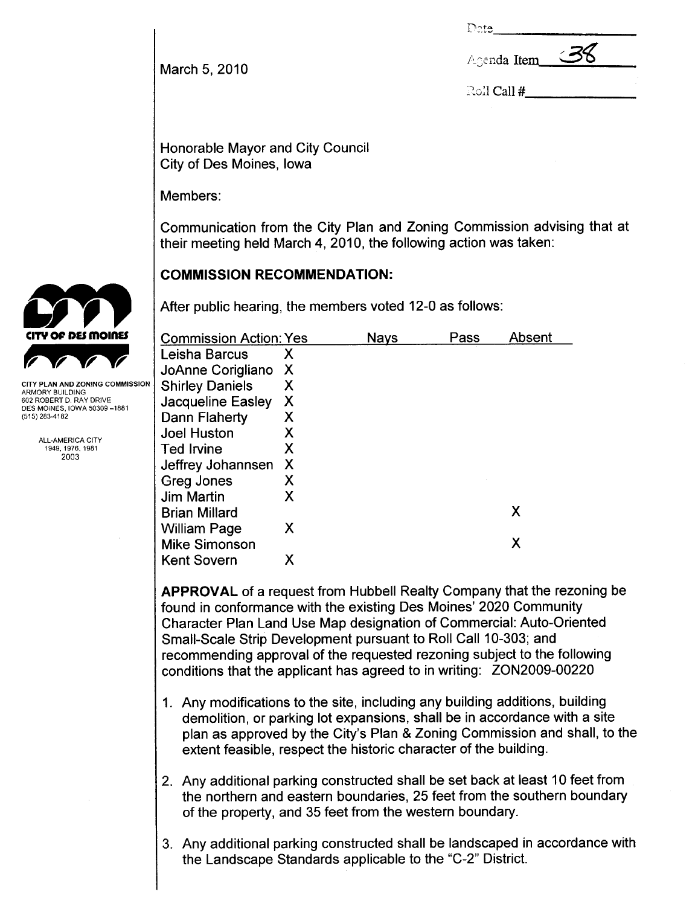March 5, 2010

Date \_\_\_\_\_\_\_\_\_\_

Agenda Item 38

Roll Call # \_\_\_\_\_\_\_\_\_\_

CITY OF DES MOINES

CITY PLAN AND ZONING COMMISSION
ARMORY BUILDING
602 ROBERT D. RAY DRIVE
DES MOINES, IOWA 50309-1881
(515) 283-4182

ALL-AMERICA CITY
1949, 1976, 1981
2003

Honorable Mayor and City Council
City of Des Moines, Iowa

Members:

Communication from the City Plan and Zoning Commission advising that at their meeting held March 4, 2010, the following action was taken:

## COMMISSION RECOMMENDATION:

After public hearing, the members voted 12-0 as follows:

| Commission Action: | Yes | Nays | Pass | Absent |
|---|---|---|---|---|
| Leisha Barcus | X | | | |
| JoAnne Corigliano | X | | | |
| Shirley Daniels | X | | | |
| Jacqueline Easley | X | | | |
| Dann Flaherty | X | | | |
| Joel Huston | X | | | |
| Ted Irvine | X | | | |
| Jeffrey Johannsen | X | | | |
| Greg Jones | X | | | |
| Jim Martin | X | | | |
| Brian Millard | | | | X |
| William Page | X | | | |
| Mike Simonson | | | | X |
| Kent Sovern | X | | | |

**APPROVAL** of a request from Hubbell Realty Company that the rezoning be found in conformance with the existing Des Moines' 2020 Community Character Plan Land Use Map designation of Commercial: Auto-Oriented Small-Scale Strip Development pursuant to Roll Call 10-303; and recommending approval of the requested rezoning subject to the following conditions that the applicant has agreed to in writing: ZON2009-00220

1. Any modifications to the site, including any building additions, building demolition, or parking lot expansions, shall be in accordance with a site plan as approved by the City's Plan & Zoning Commission and shall, to the extent feasible, respect the historic character of the building.

2. Any additional parking constructed shall be set back at least 10 feet from the northern and eastern boundaries, 25 feet from the southern boundary of the property, and 35 feet from the western boundary.

3. Any additional parking constructed shall be landscaped in accordance with the Landscape Standards applicable to the "C-2" District.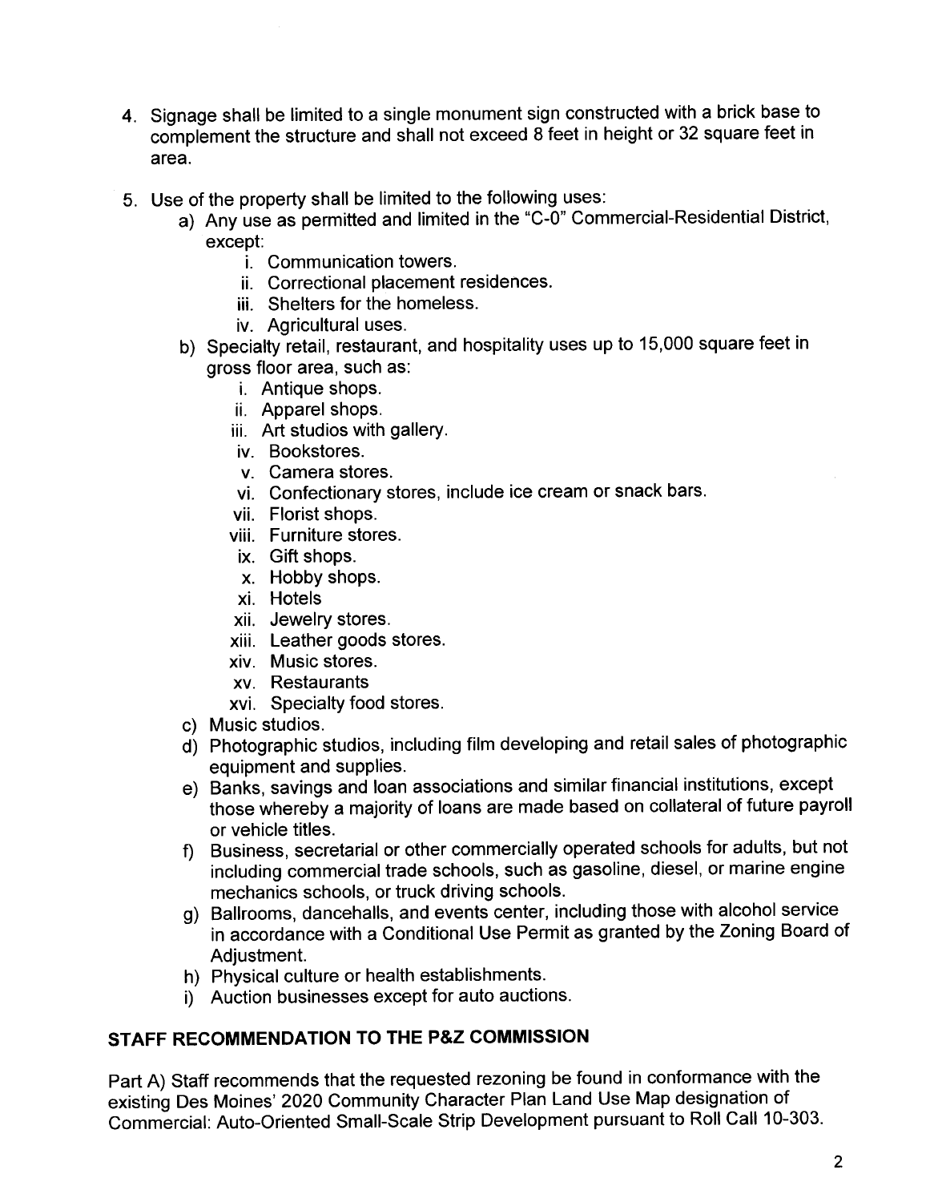4. Signage shall be limited to a single monument sign constructed with a brick base to complement the structure and shall not exceed 8 feet in height or 32 square feet in area.

5. Use of the property shall be limited to the following uses:
   a) Any use as permitted and limited in the "C-0" Commercial-Residential District, except:
      i. Communication towers.
      ii. Correctional placement residences.
      iii. Shelters for the homeless.
      iv. Agricultural uses.
   b) Specialty retail, restaurant, and hospitality uses up to 15,000 square feet in gross floor area, such as:
      i. Antique shops.
      ii. Apparel shops.
      iii. Art studios with gallery.
      iv. Bookstores.
      v. Camera stores.
      vi. Confectionary stores, include ice cream or snack bars.
      vii. Florist shops.
      viii. Furniture stores.
      ix. Gift shops.
      x. Hobby shops.
      xi. Hotels
      xii. Jewelry stores.
      xiii. Leather goods stores.
      xiv. Music stores.
      xv. Restaurants
      xvi. Specialty food stores.
   c) Music studios.
   d) Photographic studios, including film developing and retail sales of photographic equipment and supplies.
   e) Banks, savings and loan associations and similar financial institutions, except those whereby a majority of loans are made based on collateral of future payroll or vehicle titles.
   f) Business, secretarial or other commercially operated schools for adults, but not including commercial trade schools, such as gasoline, diesel, or marine engine mechanics schools, or truck driving schools.
   g) Ballrooms, dancehalls, and events center, including those with alcohol service in accordance with a Conditional Use Permit as granted by the Zoning Board of Adjustment.
   h) Physical culture or health establishments.
   i) Auction businesses except for auto auctions.

## STAFF RECOMMENDATION TO THE P&Z COMMISSION

Part A) Staff recommends that the requested rezoning be found in conformance with the existing Des Moines' 2020 Community Character Plan Land Use Map designation of Commercial: Auto-Oriented Small-Scale Strip Development pursuant to Roll Call 10-303.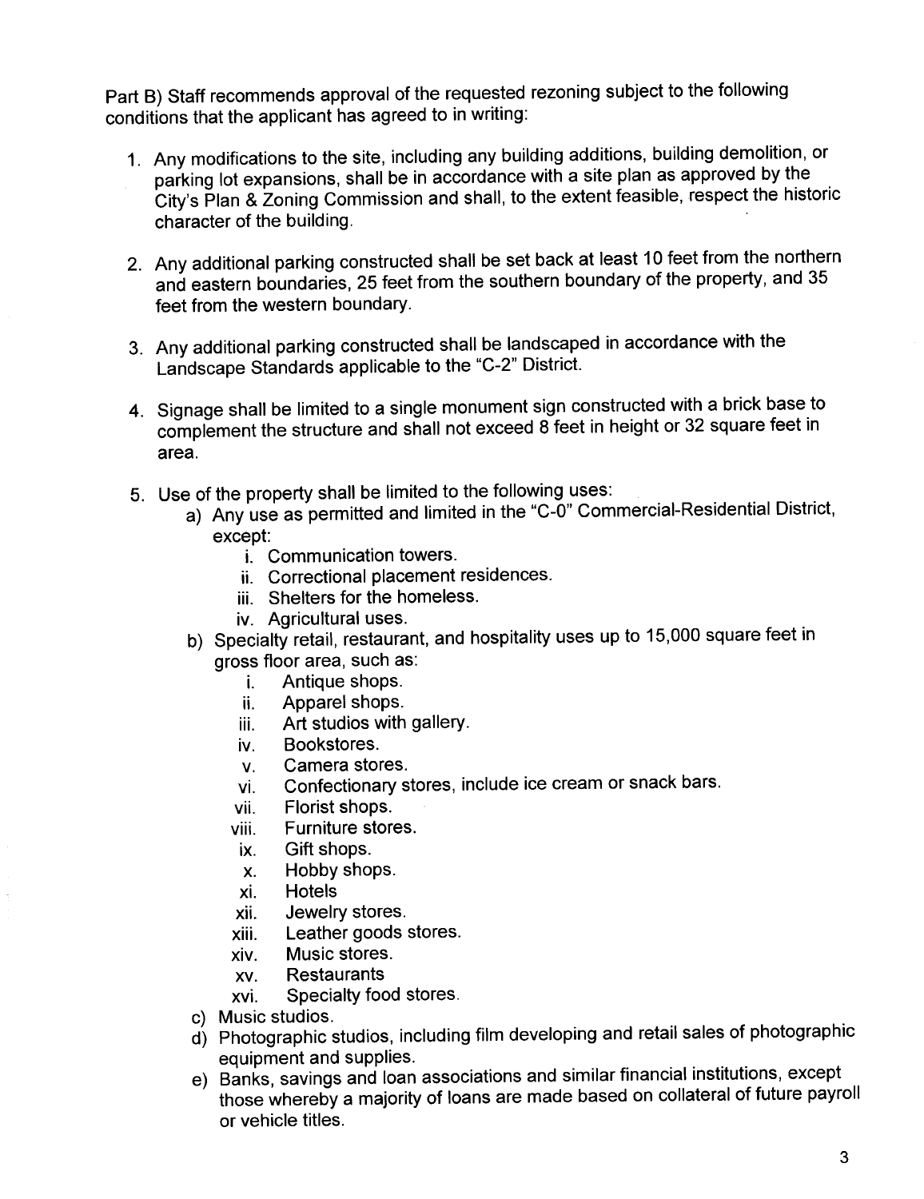Part B) Staff recommends approval of the requested rezoning subject to the following conditions that the applicant has agreed to in writing:

1. Any modifications to the site, including any building additions, building demolition, or parking lot expansions, shall be in accordance with a site plan as approved by the City's Plan & Zoning Commission and shall, to the extent feasible, respect the historic character of the building.

2. Any additional parking constructed shall be set back at least 10 feet from the northern and eastern boundaries, 25 feet from the southern boundary of the property, and 35 feet from the western boundary.

3. Any additional parking constructed shall be landscaped in accordance with the Landscape Standards applicable to the "C-2" District.

4. Signage shall be limited to a single monument sign constructed with a brick base to complement the structure and shall not exceed 8 feet in height or 32 square feet in area.

5. Use of the property shall be limited to the following uses:
   a) Any use as permitted and limited in the "C-0" Commercial-Residential District, except:
      i. Communication towers.
      ii. Correctional placement residences.
      iii. Shelters for the homeless.
      iv. Agricultural uses.
   b) Specialty retail, restaurant, and hospitality uses up to 15,000 square feet in gross floor area, such as:
      i. Antique shops.
      ii. Apparel shops.
      iii. Art studios with gallery.
      iv. Bookstores.
      v. Camera stores.
      vi. Confectionary stores, include ice cream or snack bars.
      vii. Florist shops.
      viii. Furniture stores.
      ix. Gift shops.
      x. Hobby shops.
      xi. Hotels
      xii. Jewelry stores.
      xiii. Leather goods stores.
      xiv. Music stores.
      xv. Restaurants
      xvi. Specialty food stores.
   c) Music studios.
   d) Photographic studios, including film developing and retail sales of photographic equipment and supplies.
   e) Banks, savings and loan associations and similar financial institutions, except those whereby a majority of loans are made based on collateral of future payroll or vehicle titles.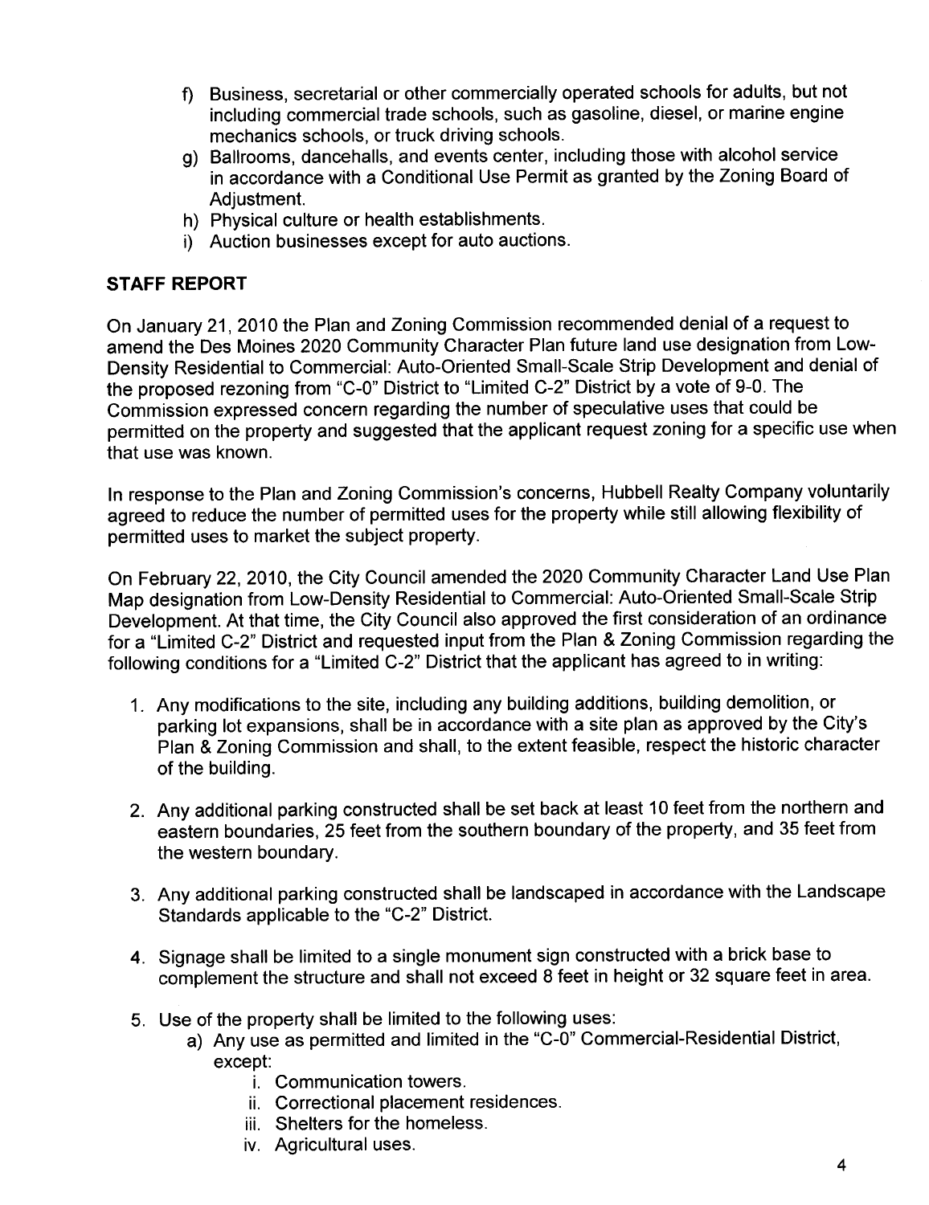f) Business, secretarial or other commercially operated schools for adults, but not including commercial trade schools, such as gasoline, diesel, or marine engine mechanics schools, or truck driving schools.
g) Ballrooms, dancehalls, and events center, including those with alcohol service in accordance with a Conditional Use Permit as granted by the Zoning Board of Adjustment.
h) Physical culture or health establishments.
i) Auction businesses except for auto auctions.

## STAFF REPORT

On January 21, 2010 the Plan and Zoning Commission recommended denial of a request to amend the Des Moines 2020 Community Character Plan future land use designation from Low-Density Residential to Commercial: Auto-Oriented Small-Scale Strip Development and denial of the proposed rezoning from "C-0" District to "Limited C-2" District by a vote of 9-0. The Commission expressed concern regarding the number of speculative uses that could be permitted on the property and suggested that the applicant request zoning for a specific use when that use was known.

In response to the Plan and Zoning Commission's concerns, Hubbell Realty Company voluntarily agreed to reduce the number of permitted uses for the property while still allowing flexibility of permitted uses to market the subject property.

On February 22, 2010, the City Council amended the 2020 Community Character Land Use Plan Map designation from Low-Density Residential to Commercial: Auto-Oriented Small-Scale Strip Development. At that time, the City Council also approved the first consideration of an ordinance for a "Limited C-2" District and requested input from the Plan & Zoning Commission regarding the following conditions for a "Limited C-2" District that the applicant has agreed to in writing:

1. Any modifications to the site, including any building additions, building demolition, or parking lot expansions, shall be in accordance with a site plan as approved by the City's Plan & Zoning Commission and shall, to the extent feasible, respect the historic character of the building.

2. Any additional parking constructed shall be set back at least 10 feet from the northern and eastern boundaries, 25 feet from the southern boundary of the property, and 35 feet from the western boundary.

3. Any additional parking constructed shall be landscaped in accordance with the Landscape Standards applicable to the "C-2" District.

4. Signage shall be limited to a single monument sign constructed with a brick base to complement the structure and shall not exceed 8 feet in height or 32 square feet in area.

5. Use of the property shall be limited to the following uses:
   a) Any use as permitted and limited in the "C-0" Commercial-Residential District, except:
      i. Communication towers.
      ii. Correctional placement residences.
      iii. Shelters for the homeless.
      iv. Agricultural uses.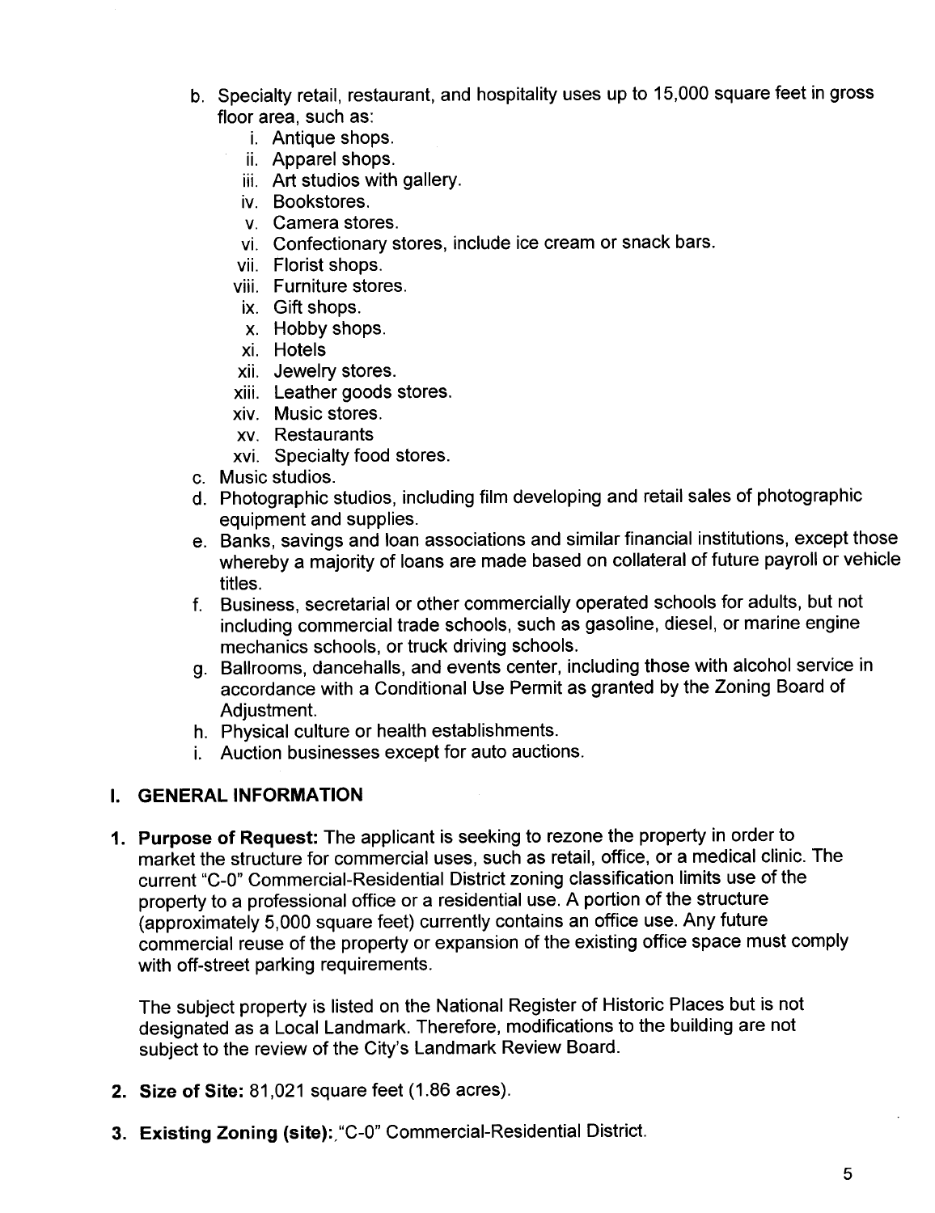b. Specialty retail, restaurant, and hospitality uses up to 15,000 square feet in gross floor area, such as:
    i. Antique shops.
    ii. Apparel shops.
    iii. Art studios with gallery.
    iv. Bookstores.
    v. Camera stores.
    vi. Confectionary stores, include ice cream or snack bars.
    vii. Florist shops.
    viii. Furniture stores.
    ix. Gift shops.
    x. Hobby shops.
    xi. Hotels
    xii. Jewelry stores.
    xiii. Leather goods stores.
    xiv. Music stores.
    xv. Restaurants
    xvi. Specialty food stores.

c. Music studios.

d. Photographic studios, including film developing and retail sales of photographic equipment and supplies.

e. Banks, savings and loan associations and similar financial institutions, except those whereby a majority of loans are made based on collateral of future payroll or vehicle titles.

f. Business, secretarial or other commercially operated schools for adults, but not including commercial trade schools, such as gasoline, diesel, or marine engine mechanics schools, or truck driving schools.

g. Ballrooms, dancehalls, and events center, including those with alcohol service in accordance with a Conditional Use Permit as granted by the Zoning Board of Adjustment.

h. Physical culture or health establishments.

i. Auction businesses except for auto auctions.

## I. GENERAL INFORMATION

1. **Purpose of Request:** The applicant is seeking to rezone the property in order to market the structure for commercial uses, such as retail, office, or a medical clinic. The current "C-0" Commercial-Residential District zoning classification limits use of the property to a professional office or a residential use. A portion of the structure (approximately 5,000 square feet) currently contains an office use. Any future commercial reuse of the property or expansion of the existing office space must comply with off-street parking requirements.

    The subject property is listed on the National Register of Historic Places but is not designated as a Local Landmark. Therefore, modifications to the building are not subject to the review of the City's Landmark Review Board.

2. **Size of Site:** 81,021 square feet (1.86 acres).

3. **Existing Zoning (site):** "C-0" Commercial-Residential District.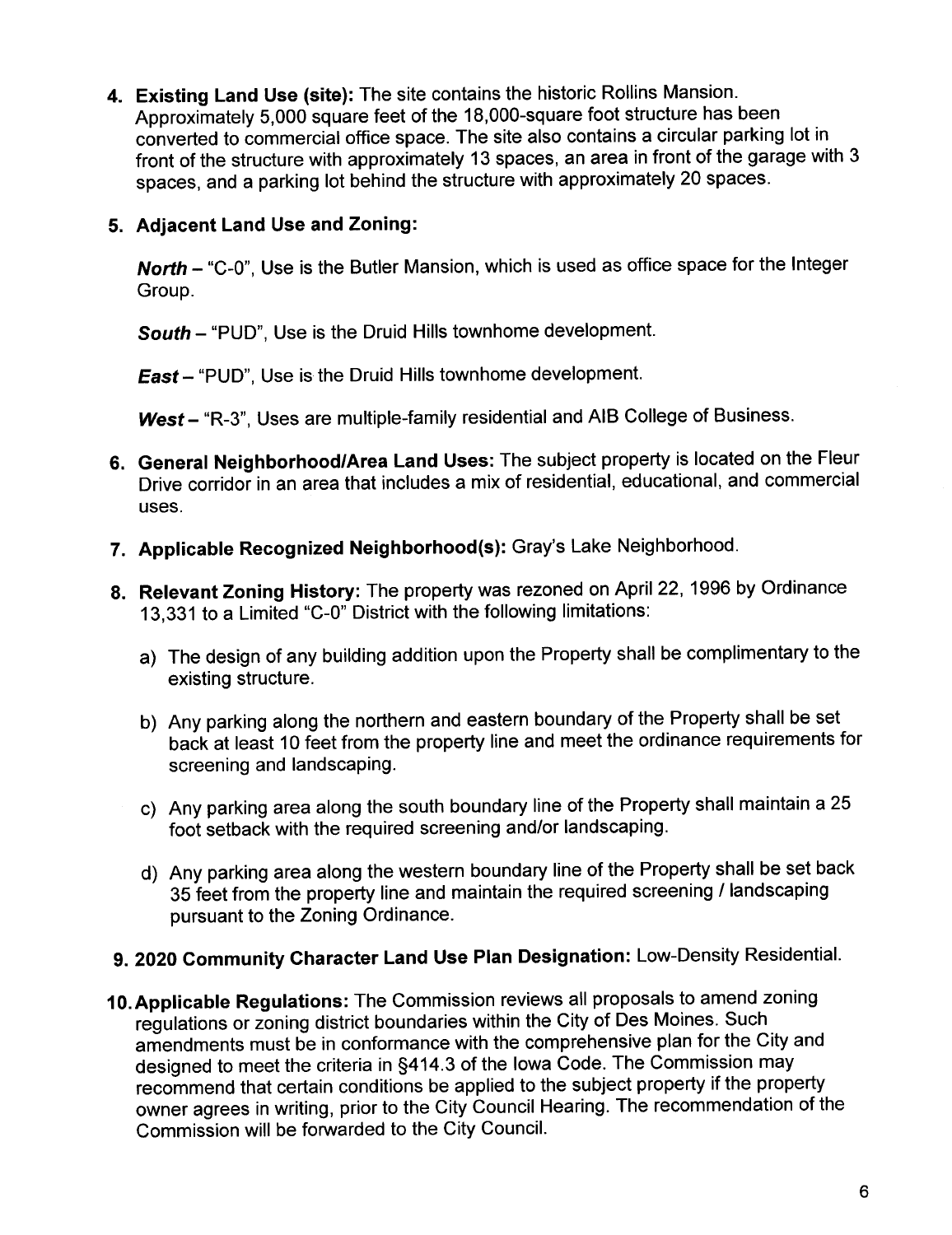4. **Existing Land Use (site):** The site contains the historic Rollins Mansion. Approximately 5,000 square feet of the 18,000-square foot structure has been converted to commercial office space. The site also contains a circular parking lot in front of the structure with approximately 13 spaces, an area in front of the garage with 3 spaces, and a parking lot behind the structure with approximately 20 spaces.

5. **Adjacent Land Use and Zoning:**

   ***North*** – "C-0", Use is the Butler Mansion, which is used as office space for the Integer Group.

   ***South*** – "PUD", Use is the Druid Hills townhome development.

   ***East*** – "PUD", Use is the Druid Hills townhome development.

   ***West*** – "R-3", Uses are multiple-family residential and AIB College of Business.

6. **General Neighborhood/Area Land Uses:** The subject property is located on the Fleur Drive corridor in an area that includes a mix of residential, educational, and commercial uses.

7. **Applicable Recognized Neighborhood(s):** Gray's Lake Neighborhood.

8. **Relevant Zoning History:** The property was rezoned on April 22, 1996 by Ordinance 13,331 to a Limited "C-0" District with the following limitations:

   a) The design of any building addition upon the Property shall be complimentary to the existing structure.

   b) Any parking along the northern and eastern boundary of the Property shall be set back at least 10 feet from the property line and meet the ordinance requirements for screening and landscaping.

   c) Any parking area along the south boundary line of the Property shall maintain a 25 foot setback with the required screening and/or landscaping.

   d) Any parking area along the western boundary line of the Property shall be set back 35 feet from the property line and maintain the required screening / landscaping pursuant to the Zoning Ordinance.

9. **2020 Community Character Land Use Plan Designation:** Low-Density Residential.

10. **Applicable Regulations:** The Commission reviews all proposals to amend zoning regulations or zoning district boundaries within the City of Des Moines. Such amendments must be in conformance with the comprehensive plan for the City and designed to meet the criteria in §414.3 of the Iowa Code. The Commission may recommend that certain conditions be applied to the subject property if the property owner agrees in writing, prior to the City Council Hearing. The recommendation of the Commission will be forwarded to the City Council.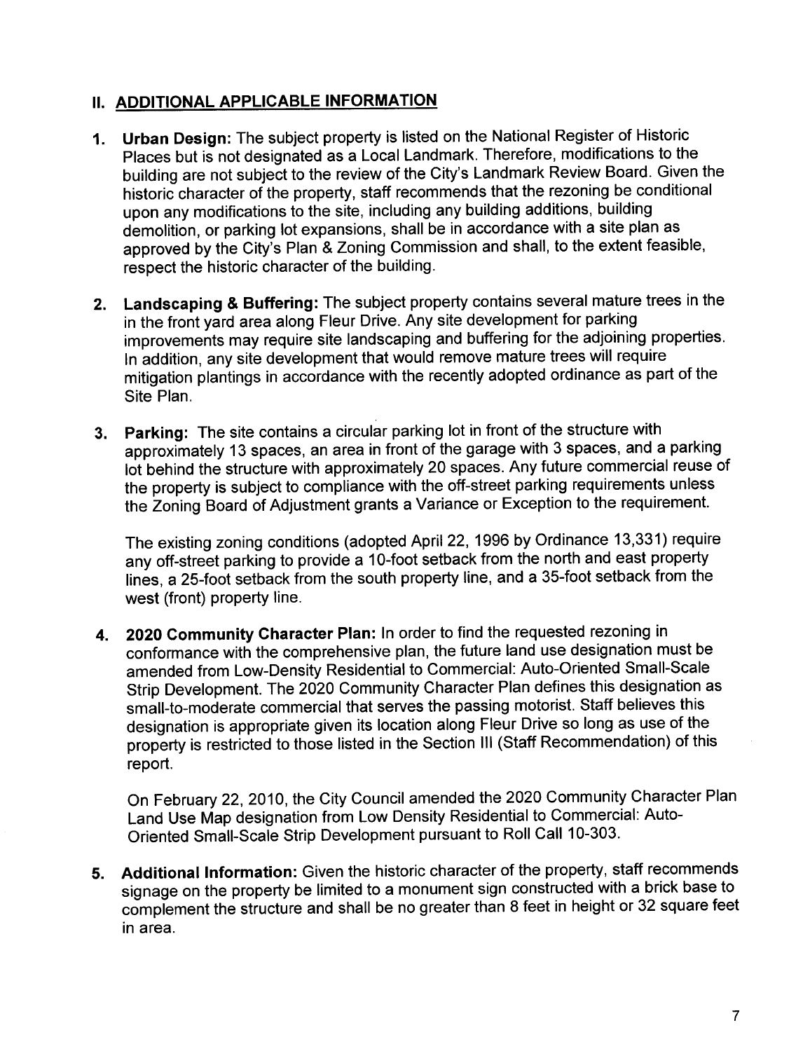## II. ADDITIONAL APPLICABLE INFORMATION

1. **Urban Design:** The subject property is listed on the National Register of Historic Places but is not designated as a Local Landmark. Therefore, modifications to the building are not subject to the review of the City's Landmark Review Board. Given the historic character of the property, staff recommends that the rezoning be conditional upon any modifications to the site, including any building additions, building demolition, or parking lot expansions, shall be in accordance with a site plan as approved by the City's Plan & Zoning Commission and shall, to the extent feasible, respect the historic character of the building.

2. **Landscaping & Buffering:** The subject property contains several mature trees in the in the front yard area along Fleur Drive. Any site development for parking improvements may require site landscaping and buffering for the adjoining properties. In addition, any site development that would remove mature trees will require mitigation plantings in accordance with the recently adopted ordinance as part of the Site Plan.

3. **Parking:** The site contains a circular parking lot in front of the structure with approximately 13 spaces, an area in front of the garage with 3 spaces, and a parking lot behind the structure with approximately 20 spaces. Any future commercial reuse of the property is subject to compliance with the off-street parking requirements unless the Zoning Board of Adjustment grants a Variance or Exception to the requirement.

   The existing zoning conditions (adopted April 22, 1996 by Ordinance 13,331) require any off-street parking to provide a 10-foot setback from the north and east property lines, a 25-foot setback from the south property line, and a 35-foot setback from the west (front) property line.

4. **2020 Community Character Plan:** In order to find the requested rezoning in conformance with the comprehensive plan, the future land use designation must be amended from Low-Density Residential to Commercial: Auto-Oriented Small-Scale Strip Development. The 2020 Community Character Plan defines this designation as small-to-moderate commercial that serves the passing motorist. Staff believes this designation is appropriate given its location along Fleur Drive so long as use of the property is restricted to those listed in the Section III (Staff Recommendation) of this report.

   On February 22, 2010, the City Council amended the 2020 Community Character Plan Land Use Map designation from Low Density Residential to Commercial: Auto-Oriented Small-Scale Strip Development pursuant to Roll Call 10-303.

5. **Additional Information:** Given the historic character of the property, staff recommends signage on the property be limited to a monument sign constructed with a brick base to complement the structure and shall be no greater than 8 feet in height or 32 square feet in area.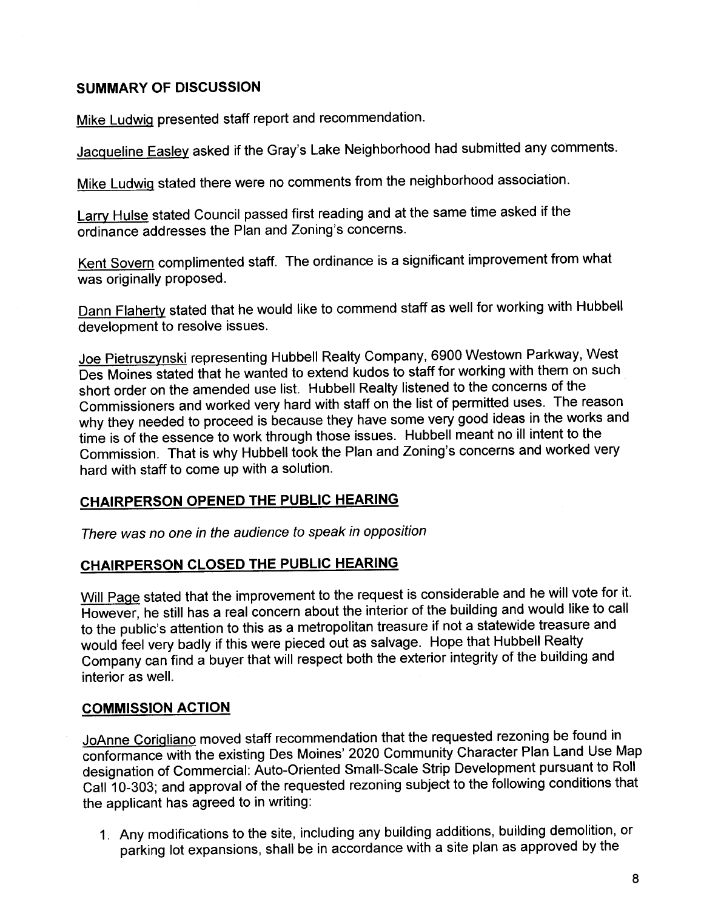## SUMMARY OF DISCUSSION

Mike Ludwig presented staff report and recommendation.

Jacqueline Easley asked if the Gray's Lake Neighborhood had submitted any comments.

Mike Ludwig stated there were no comments from the neighborhood association.

Larry Hulse stated Council passed first reading and at the same time asked if the ordinance addresses the Plan and Zoning's concerns.

Kent Sovern complimented staff. The ordinance is a significant improvement from what was originally proposed.

Dann Flaherty stated that he would like to commend staff as well for working with Hubbell development to resolve issues.

Joe Pietruszynski representing Hubbell Realty Company, 6900 Westown Parkway, West Des Moines stated that he wanted to extend kudos to staff for working with them on such short order on the amended use list. Hubbell Realty listened to the concerns of the Commissioners and worked very hard with staff on the list of permitted uses. The reason why they needed to proceed is because they have some very good ideas in the works and time is of the essence to work through those issues. Hubbell meant no ill intent to the Commission. That is why Hubbell took the Plan and Zoning's concerns and worked very hard with staff to come up with a solution.

## CHAIRPERSON OPENED THE PUBLIC HEARING

*There was no one in the audience to speak in opposition*

## CHAIRPERSON CLOSED THE PUBLIC HEARING

Will Page stated that the improvement to the request is considerable and he will vote for it. However, he still has a real concern about the interior of the building and would like to call to the public's attention to this as a metropolitan treasure if not a statewide treasure and would feel very badly if this were pieced out as salvage. Hope that Hubbell Realty Company can find a buyer that will respect both the exterior integrity of the building and interior as well.

## COMMISSION ACTION

JoAnne Corigliano moved staff recommendation that the requested rezoning be found in conformance with the existing Des Moines' 2020 Community Character Plan Land Use Map designation of Commercial: Auto-Oriented Small-Scale Strip Development pursuant to Roll Call 10-303; and approval of the requested rezoning subject to the following conditions that the applicant has agreed to in writing:

1. Any modifications to the site, including any building additions, building demolition, or parking lot expansions, shall be in accordance with a site plan as approved by the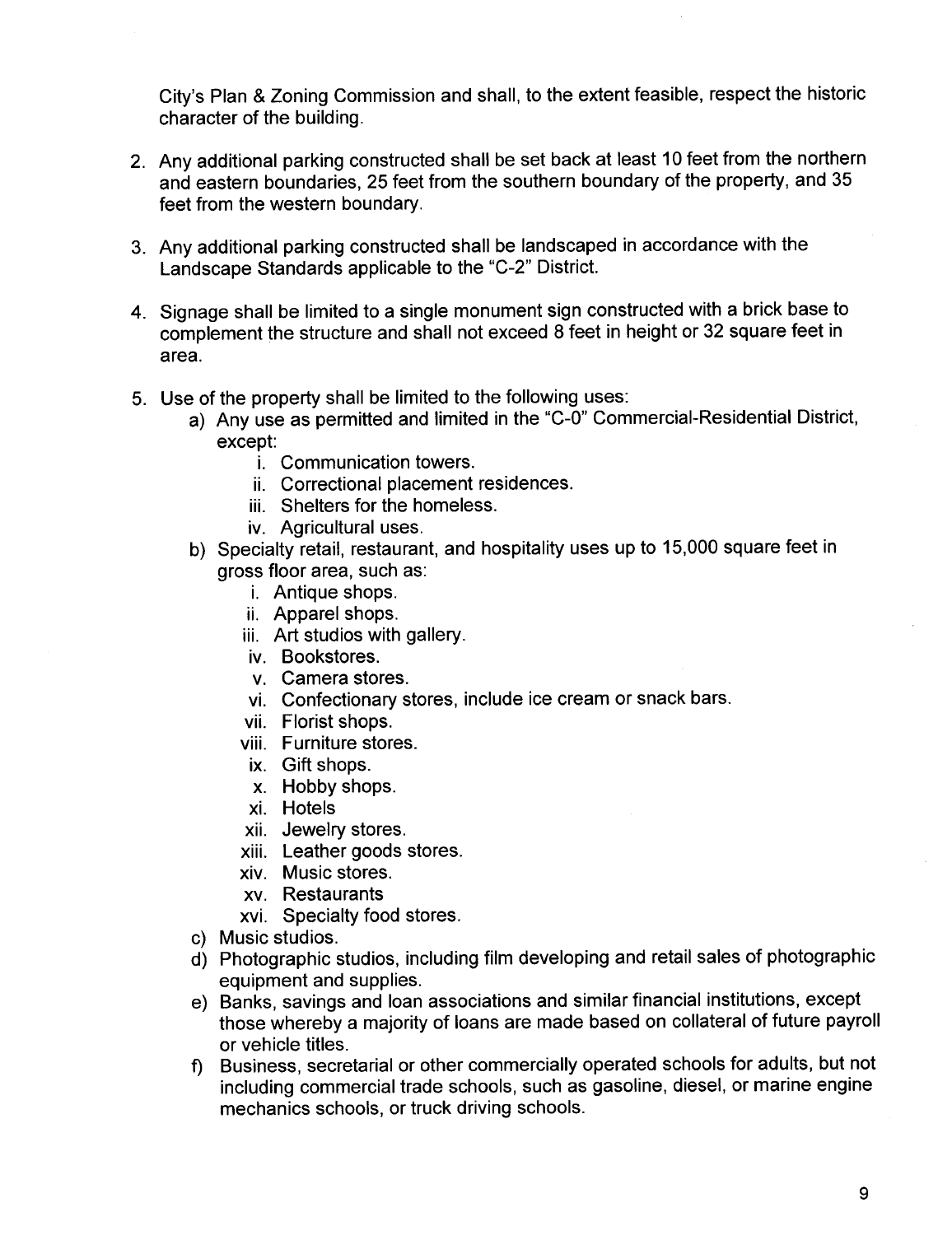City's Plan & Zoning Commission and shall, to the extent feasible, respect the historic character of the building.

2. Any additional parking constructed shall be set back at least 10 feet from the northern and eastern boundaries, 25 feet from the southern boundary of the property, and 35 feet from the western boundary.

3. Any additional parking constructed shall be landscaped in accordance with the Landscape Standards applicable to the "C-2" District.

4. Signage shall be limited to a single monument sign constructed with a brick base to complement the structure and shall not exceed 8 feet in height or 32 square feet in area.

5. Use of the property shall be limited to the following uses:
   a) Any use as permitted and limited in the "C-0" Commercial-Residential District, except:
      i. Communication towers.
      ii. Correctional placement residences.
      iii. Shelters for the homeless.
      iv. Agricultural uses.
   b) Specialty retail, restaurant, and hospitality uses up to 15,000 square feet in gross floor area, such as:
      i. Antique shops.
      ii. Apparel shops.
      iii. Art studios with gallery.
      iv. Bookstores.
      v. Camera stores.
      vi. Confectionary stores, include ice cream or snack bars.
      vii. Florist shops.
      viii. Furniture stores.
      ix. Gift shops.
      x. Hobby shops.
      xi. Hotels
      xii. Jewelry stores.
      xiii. Leather goods stores.
      xiv. Music stores.
      xv. Restaurants
      xvi. Specialty food stores.
   c) Music studios.
   d) Photographic studios, including film developing and retail sales of photographic equipment and supplies.
   e) Banks, savings and loan associations and similar financial institutions, except those whereby a majority of loans are made based on collateral of future payroll or vehicle titles.
   f) Business, secretarial or other commercially operated schools for adults, but not including commercial trade schools, such as gasoline, diesel, or marine engine mechanics schools, or truck driving schools.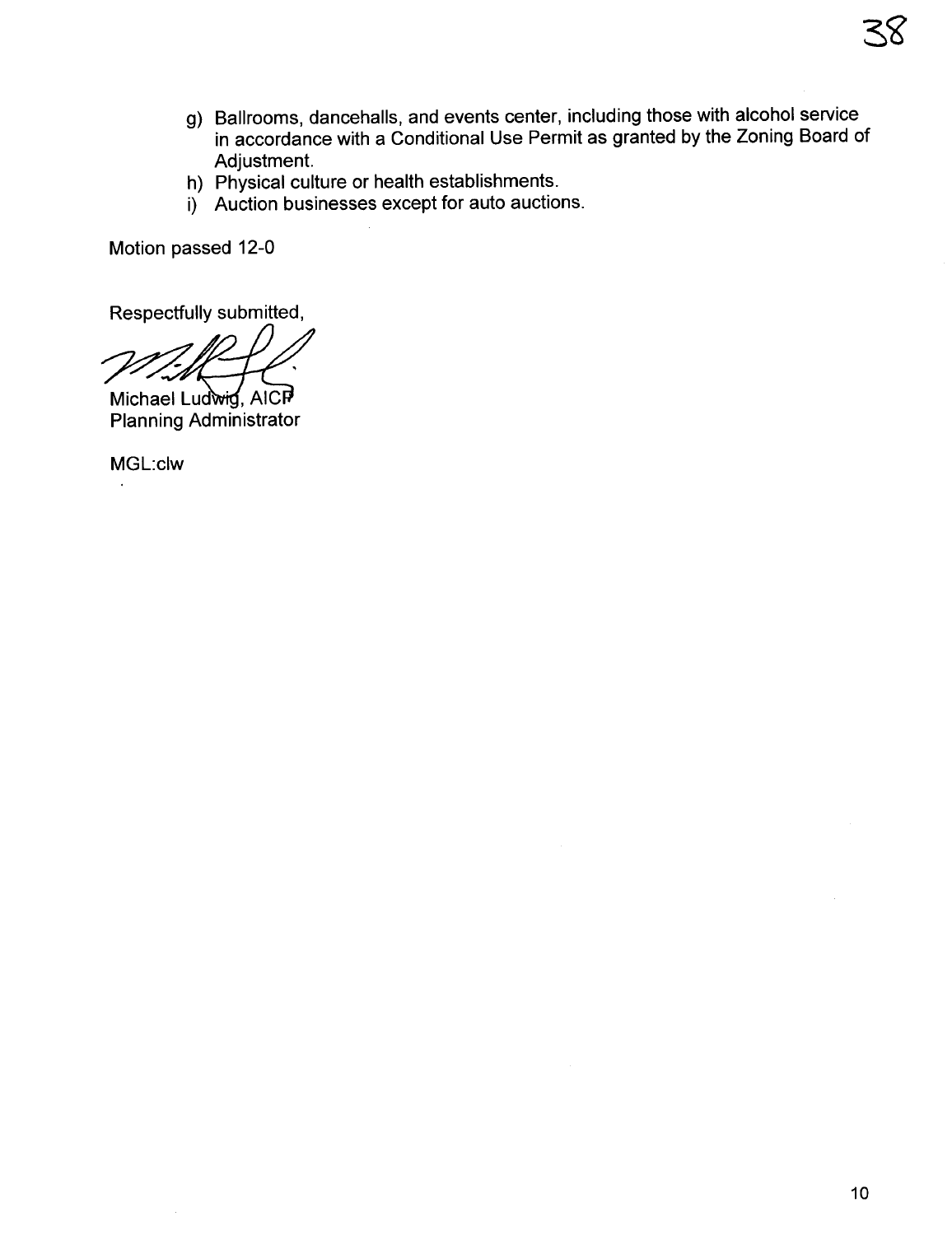g) Ballrooms, dancehalls, and events center, including those with alcohol service in accordance with a Conditional Use Permit as granted by the Zoning Board of Adjustment.
h) Physical culture or health establishments.
i) Auction businesses except for auto auctions.

Motion passed 12-0

Respectfully submitted,

Michael Ludwig, AICP
Planning Administrator

MGL:clw